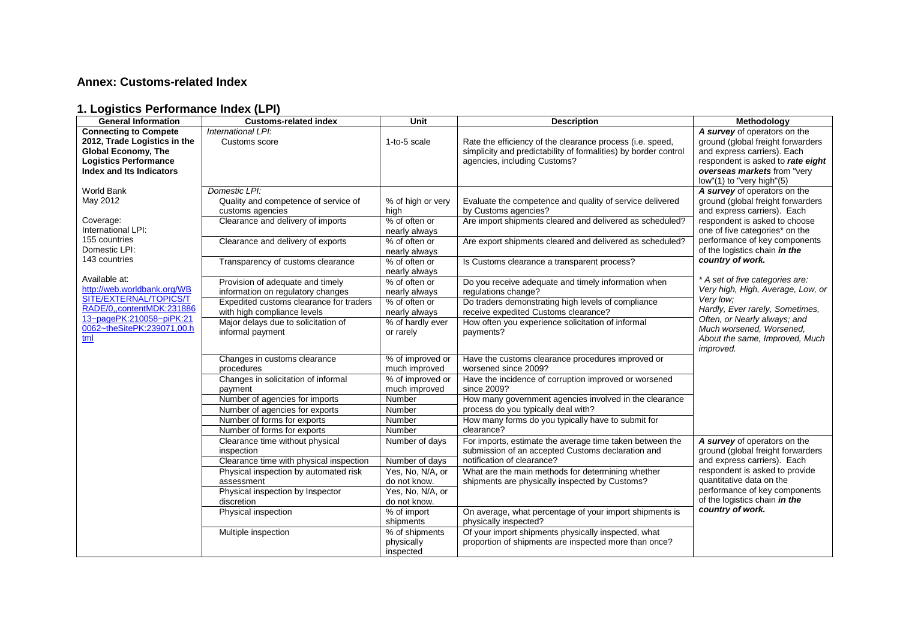## Annex: Customs-related Index

### 1. Logistics Performance Index (LPI)

| General Information | Customs-related index | Unit | Description | Methodology |
|---|---|---|---|---|
| **Connecting to Compete 2012, Trade Logistics in the Global Economy, The Logistics Performance Index and Its Indicators** | *International LPI:* Customs score | 1-to-5 scale | Rate the efficiency of the clearance process (i.e. speed, simplicity and predictability of formalities) by border control agencies, including Customs? | ***A survey*** of operators on the ground (global freight forwarders and express carriers). Each respondent is asked to ***rate eight overseas markets*** from "very low"(1) to "very high"(5) |
| World Bank May 2012 | *Domestic LPI:* Quality and competence of service of customs agencies | % of high or very high | Evaluate the competence and quality of service delivered by Customs agencies? | ***A survey*** of operators on the ground (global freight forwarders and express carriers). Each respondent is asked to choose one of five categories* on the performance of key components of the logistics chain ***in the country of work.*** |
| Coverage: International LPI: 155 countries Domestic LPI: 143 countries | Clearance and delivery of imports | % of often or nearly always | Are import shipments cleared and delivered as scheduled? | |
| | Clearance and delivery of exports | % of often or nearly always | Are export shipments cleared and delivered as scheduled? | |
| | Transparency of customs clearance | % of often or nearly always | Is Customs clearance a transparent process? | |
| Available at: http://web.worldbank.org/WBSITE/EXTERNAL/TOPICS/TRADE/0,,contentMDK:23188613~pagePK:210058~piPK:210062~theSitePK:239071,00.html | Provision of adequate and timely information on regulatory changes | % of often or nearly always | Do you receive adequate and timely information when regulations change? | *\* A set of five categories are: Very high, High, Average, Low, or Very low; Hardly, Ever rarely, Sometimes, Often, or Nearly always; and Much worsened, Worsened, About the same, Improved, Much improved.* |
| | Expedited customs clearance for traders with high compliance levels | % of often or nearly always | Do traders demonstrating high levels of compliance receive expedited Customs clearance? | |
| | Major delays due to solicitation of informal payment | % of hardly ever or rarely | How often you experience solicitation of informal payments? | |
| | Changes in customs clearance procedures | % of improved or much improved | Have the customs clearance procedures improved or worsened since 2009? | |
| | Changes in solicitation of informal payment | % of improved or much improved | Have the incidence of corruption improved or worsened since 2009? | |
| | Number of agencies for imports | Number | How many government agencies involved in the clearance process do you typically deal with? | |
| | Number of agencies for exports | Number | | |
| | Number of forms for exports | Number | How many forms do you typically have to submit for clearance? | |
| | Number of forms for exports | Number | | |
| | Clearance time without physical inspection | Number of days | For imports, estimate the average time taken between the submission of an accepted Customs declaration and notification of clearance? | ***A survey*** of operators on the ground (global freight forwarders and express carriers). Each respondent is asked to provide quantitative data on the performance of key components of the logistics chain ***in the country of work.*** |
| | Clearance time with physical inspection | Number of days | | |
| | Physical inspection by automated risk assessment | Yes, No, N/A, or do not know. | What are the main methods for determining whether shipments are physically inspected by Customs? | |
| | Physical inspection by Inspector discretion | Yes, No, N/A, or do not know. | | |
| | Physical inspection | % of import shipments | On average, what percentage of your import shipments is physically inspected? | |
| | Multiple inspection | % of shipments physically inspected | Of your import shipments physically inspected, what proportion of shipments are inspected more than once? | |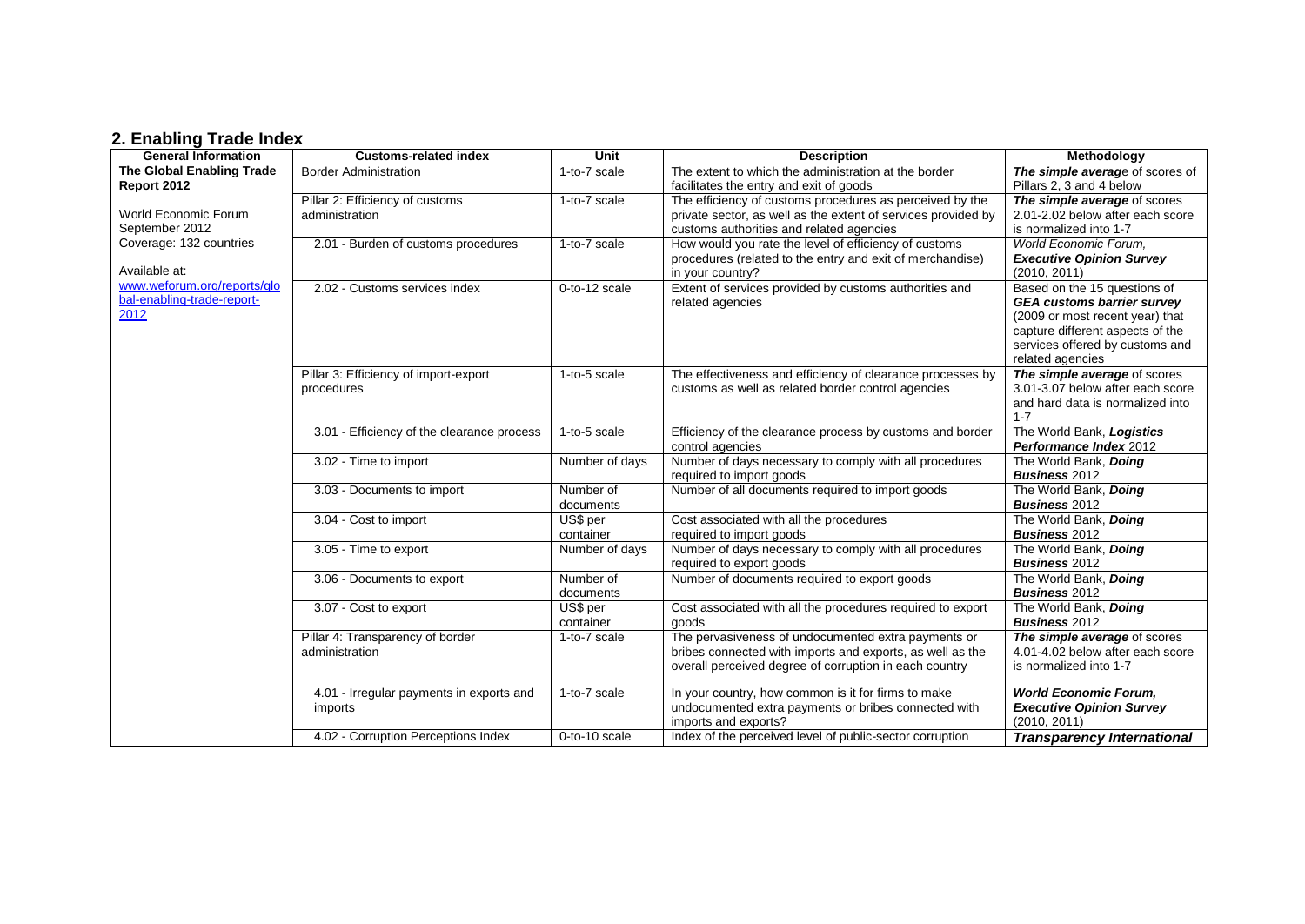## 2. Enabling Trade Index

| General Information | Customs-related index | Unit | Description | Methodology |
|---|---|---|---|---|
| **The Global Enabling Trade Report 2012**<br><br>World Economic Forum<br>September 2012<br>Coverage: 132 countries<br><br>Available at:<br>www.weforum.org/reports/global-enabling-trade-report-2012 | Border Administration | 1-to-7 scale | The extent to which the administration at the border facilitates the entry and exit of goods | ***The simple averag**e of scores of Pillars 2, 3 and 4 below |
| | Pillar 2: Efficiency of customs administration | 1-to-7 scale | The efficiency of customs procedures as perceived by the private sector, as well as the extent of services provided by customs authorities and related agencies | ***The simple average*** of scores 2.01-2.02 below after each score is normalized into 1-7 |
| | 2.01 - Burden of customs procedures | 1-to-7 scale | How would you rate the level of efficiency of customs procedures (related to the entry and exit of merchandise) in your country? | *World Economic Forum,* ***Executive Opinion Survey*** (2010, 2011) |
| | 2.02 - Customs services index | 0-to-12 scale | Extent of services provided by customs authorities and related agencies | Based on the 15 questions of ***GEA customs barrier survey*** (2009 or most recent year) that capture different aspects of the services offered by customs and related agencies |
| | Pillar 3: Efficiency of import-export procedures | 1-to-5 scale | The effectiveness and efficiency of clearance processes by customs as well as related border control agencies | ***The simple average*** of scores 3.01-3.07 below after each score and hard data is normalized into 1-7 |
| | 3.01 - Efficiency of the clearance process | 1-to-5 scale | Efficiency of the clearance process by customs and border control agencies | The World Bank, ***Logistics Performance Index*** 2012 |
| | 3.02 - Time to import | Number of days | Number of days necessary to comply with all procedures required to import goods | The World Bank, ***Doing Business*** 2012 |
| | 3.03 - Documents to import | Number of documents | Number of all documents required to import goods | The World Bank, ***Doing Business*** 2012 |
| | 3.04 - Cost to import | US$ per container | Cost associated with all the procedures required to import goods | The World Bank, ***Doing Business*** 2012 |
| | 3.05 - Time to export | Number of days | Number of days necessary to comply with all procedures required to export goods | The World Bank, ***Doing Business*** 2012 |
| | 3.06 - Documents to export | Number of documents | Number of documents required to export goods | The World Bank, ***Doing Business*** 2012 |
| | 3.07 - Cost to export | US$ per container | Cost associated with all the procedures required to export goods | The World Bank, ***Doing Business*** 2012 |
| | Pillar 4: Transparency of border administration | 1-to-7 scale | The pervasiveness of undocumented extra payments or bribes connected with imports and exports, as well as the overall perceived degree of corruption in each country | ***The simple average*** of scores 4.01-4.02 below after each score is normalized into 1-7 |
| | 4.01 - Irregular payments in exports and imports | 1-to-7 scale | In your country, how common is it for firms to make undocumented extra payments or bribes connected with imports and exports? | ***World Economic Forum, Executive Opinion Survey*** (2010, 2011) |
| | 4.02 - Corruption Perceptions Index | 0-to-10 scale | Index of the perceived level of public-sector corruption | ***Transparency International*** |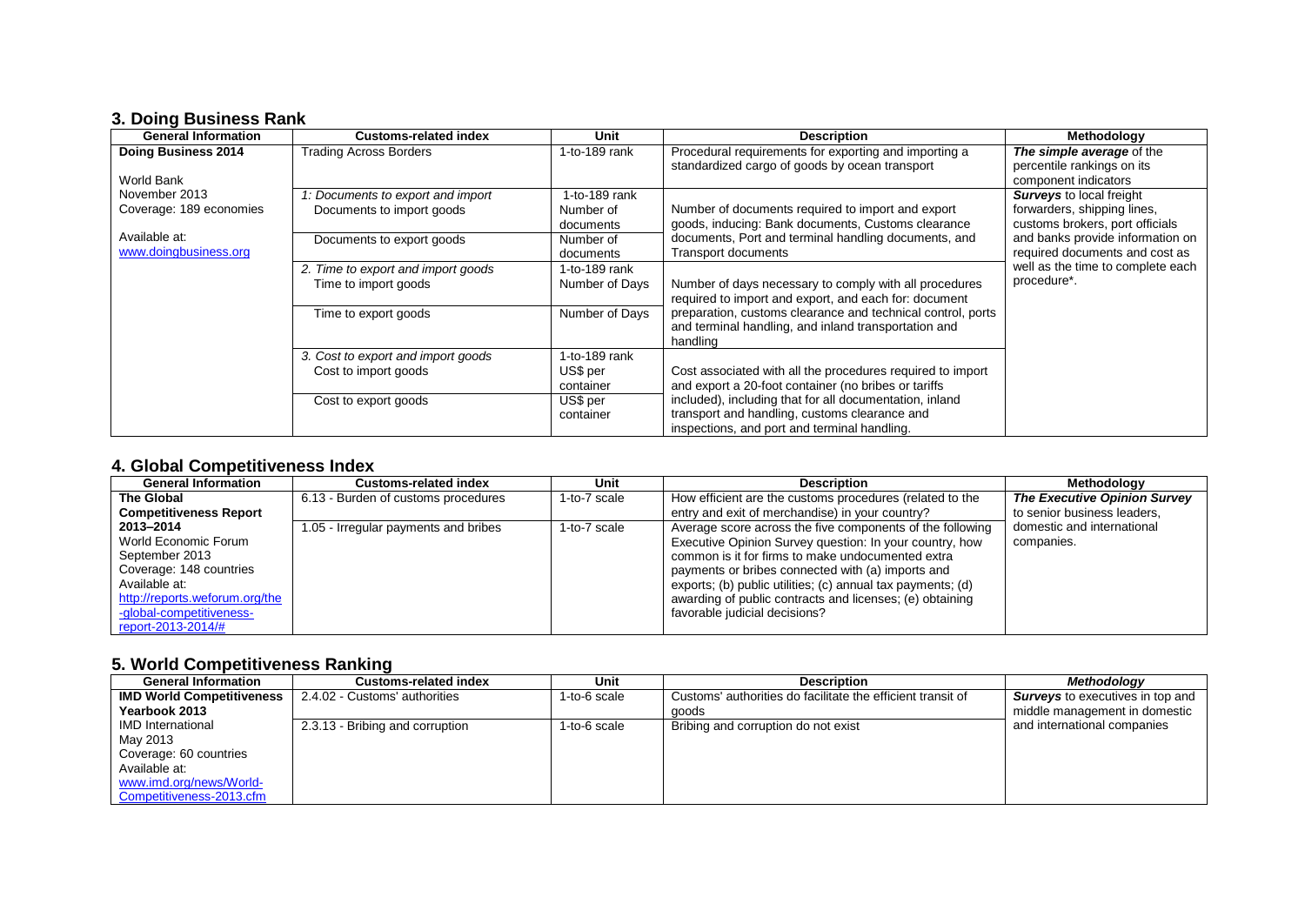## 3. Doing Business Rank

| General Information | Customs-related index | Unit | Description | Methodology |
|---|---|---|---|---|
| **Doing Business 2014**<br><br>World Bank<br>November 2013<br>Coverage: 189 economies<br><br>Available at:<br>www.doingbusiness.org | Trading Across Borders | 1-to-189 rank | Procedural requirements for exporting and importing a standardized cargo of goods by ocean transport | ***The simple average*** of the percentile rankings on its component indicators |
| | *1: Documents to export and import*<br>Documents to import goods | 1-to-189 rank<br>Number of documents | Number of documents required to import and export goods, inducing: Bank documents, Customs clearance documents, Port and terminal handling documents, and Transport documents | ***Surveys*** to local freight forwarders, shipping lines, customs brokers, port officials and banks provide information on required documents and cost as well as the time to complete each procedure*. |
| | Documents to export goods | Number of documents | | |
| | *2. Time to export and import goods*<br>Time to import goods | 1-to-189 rank<br>Number of Days | Number of days necessary to comply with all procedures required to import and export, and each for: document preparation, customs clearance and technical control, ports and terminal handling, and inland transportation and handling | |
| | Time to export goods | Number of Days | | |
| | *3. Cost to export and import goods*<br>Cost to import goods | 1-to-189 rank<br>US$ per container | Cost associated with all the procedures required to import and export a 20-foot container (no bribes or tariffs included), including that for all documentation, inland transport and handling, customs clearance and inspections, and port and terminal handling. | |
| | Cost to export goods | US$ per container | | |

## 4. Global Competitiveness Index

| General Information | Customs-related index | Unit | Description | Methodology |
|---|---|---|---|---|
| **The Global Competitiveness Report 2013–2014**<br>World Economic Forum<br>September 2013<br>Coverage: 148 countries<br>Available at:<br>http://reports.weforum.org/the-global-competitiveness-report-2013-2014/# | 6.13 - Burden of customs procedures | 1-to-7 scale | How efficient are the customs procedures (related to the entry and exit of merchandise) in your country? | ***The Executive Opinion Survey*** to senior business leaders, domestic and international companies. |
| | 1.05 - Irregular payments and bribes | 1-to-7 scale | Average score across the five components of the following Executive Opinion Survey question: In your country, how common is it for firms to make undocumented extra payments or bribes connected with (a) imports and exports; (b) public utilities; (c) annual tax payments; (d) awarding of public contracts and licenses; (e) obtaining favorable judicial decisions? | |

## 5. World Competitiveness Ranking

| General Information | Customs-related index | Unit | Description | *Methodology* |
|---|---|---|---|---|
| **IMD World Competitiveness Yearbook 2013**<br>IMD International<br>May 2013<br>Coverage: 60 countries<br>Available at:<br>www.imd.org/news/World-Competitiveness-2013.cfm | 2.4.02 - Customs' authorities | 1-to-6 scale | Customs' authorities do facilitate the efficient transit of goods | ***Surveys*** to executives in top and middle management in domestic and international companies |
| | 2.3.13 - Bribing and corruption | 1-to-6 scale | Bribing and corruption do not exist | |